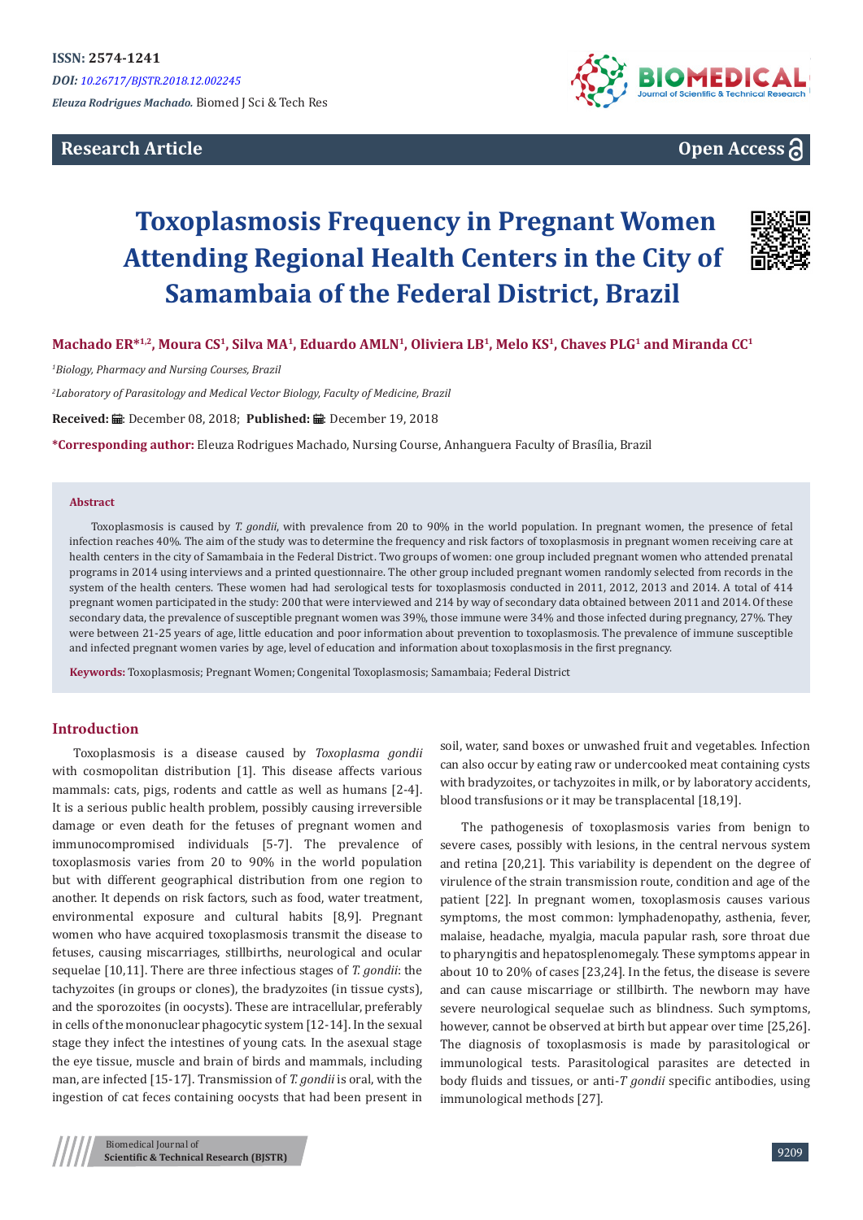ISSN: 2574-1241

DOI: 10.26717/BJSTR.2018.12.002245

*Eleuza Rodrigues Machado.* Biomed J Sci & Tech Res

**Research Article**

**Open Access**

# Toxoplasmosis Frequency in Pregnant Women Attending Regional Health Centers in the City of Samambaia of the Federal District, Brazil

**Machado ER*[1,2], Moura CS[1], Silva MA[1], Eduardo AMLN[1], Oliviera LB[1], Melo KS[1], Chaves PLG[1] and Miranda CC[1]**

[1]*Biology, Pharmacy and Nursing Courses, Brazil*

[2]*Laboratory of Parasitology and Medical Vector Biology, Faculty of Medicine, Brazil*

**Received:** December 08, 2018; **Published:** December 19, 2018

***Corresponding author:** Eleuza Rodrigues Machado, Nursing Course, Anhanguera Faculty of Brasília, Brazil

## Abstract

Toxoplasmosis is caused by *T. gondii*, with prevalence from 20 to 90% in the world population. In pregnant women, the presence of fetal infection reaches 40%. The aim of the study was to determine the frequency and risk factors of toxoplasmosis in pregnant women receiving care at health centers in the city of Samambaia in the Federal District. Two groups of women: one group included pregnant women who attended prenatal programs in 2014 using interviews and a printed questionnaire. The other group included pregnant women randomly selected from records in the system of the health centers. These women had had serological tests for toxoplasmosis conducted in 2011, 2012, 2013 and 2014. A total of 414 pregnant women participated in the study: 200 that were interviewed and 214 by way of secondary data obtained between 2011 and 2014. Of these secondary data, the prevalence of susceptible pregnant women was 39%, those immune were 34% and those infected during pregnancy, 27%. They were between 21-25 years of age, little education and poor information about prevention to toxoplasmosis. The prevalence of immune susceptible and infected pregnant women varies by age, level of education and information about toxoplasmosis in the first pregnancy.

**Keywords:** Toxoplasmosis; Pregnant Women; Congenital Toxoplasmosis; Samambaia; Federal District

## Introduction

Toxoplasmosis is a disease caused by *Toxoplasma gondii* with cosmopolitan distribution [1]. This disease affects various mammals: cats, pigs, rodents and cattle as well as humans [2-4]. It is a serious public health problem, possibly causing irreversible damage or even death for the fetuses of pregnant women and immunocompromised individuals [5-7]. The prevalence of toxoplasmosis varies from 20 to 90% in the world population but with different geographical distribution from one region to another. It depends on risk factors, such as food, water treatment, environmental exposure and cultural habits [8,9]. Pregnant women who have acquired toxoplasmosis transmit the disease to fetuses, causing miscarriages, stillbirths, neurological and ocular sequelae [10,11]. There are three infectious stages of *T. gondii*: the tachyzoites (in groups or clones), the bradyzoites (in tissue cysts), and the sporozoites (in oocysts). These are intracellular, preferably in cells of the mononuclear phagocytic system [12-14]. In the sexual stage they infect the intestines of young cats. In the asexual stage the eye tissue, muscle and brain of birds and mammals, including man, are infected [15-17]. Transmission of *T. gondii* is oral, with the ingestion of cat feces containing oocysts that had been present in soil, water, sand boxes or unwashed fruit and vegetables. Infection can also occur by eating raw or undercooked meat containing cysts with bradyzoites, or tachyzoites in milk, or by laboratory accidents, blood transfusions or it may be transplacental [18,19].

The pathogenesis of toxoplasmosis varies from benign to severe cases, possibly with lesions, in the central nervous system and retina [20,21]. This variability is dependent on the degree of virulence of the strain transmission route, condition and age of the patient [22]. In pregnant women, toxoplasmosis causes various symptoms, the most common: lymphadenopathy, asthenia, fever, malaise, headache, myalgia, macula papular rash, sore throat due to pharyngitis and hepatosplenomegaly. These symptoms appear in about 10 to 20% of cases [23,24]. In the fetus, the disease is severe and can cause miscarriage or stillbirth. The newborn may have severe neurological sequelae such as blindness. Such symptoms, however, cannot be observed at birth but appear over time [25,26]. The diagnosis of toxoplasmosis is made by parasitological or immunological tests. Parasitological parasites are detected in body fluids and tissues, or anti-*T gondii* specific antibodies, using immunological methods [27].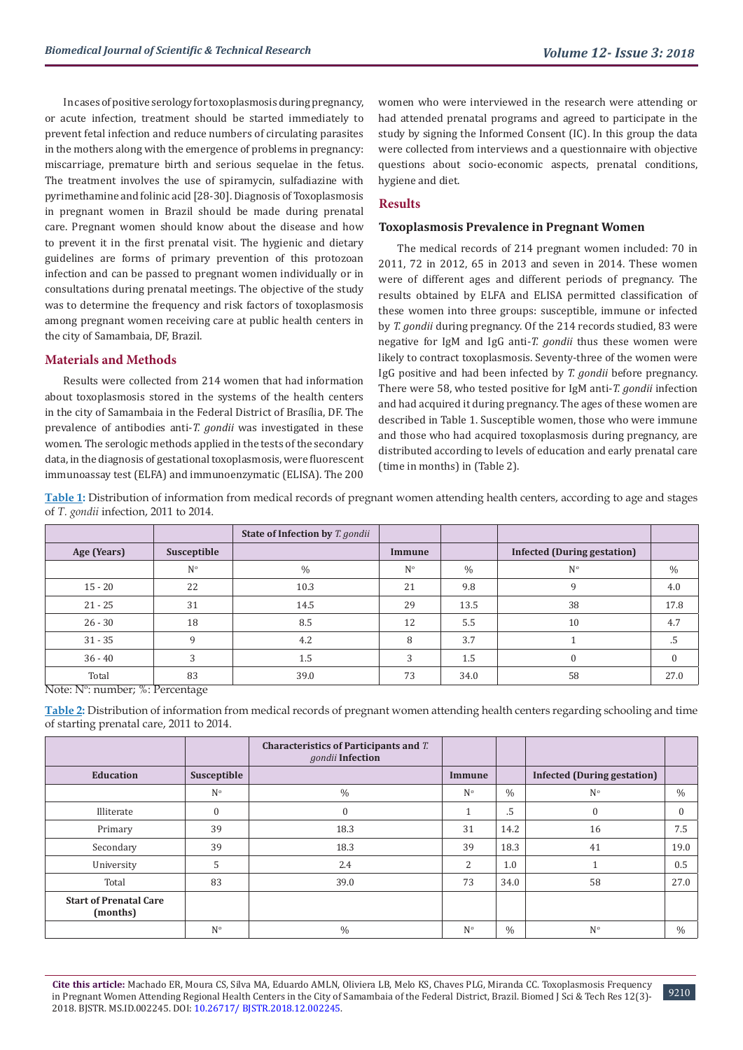In cases of positive serology for toxoplasmosis during pregnancy, or acute infection, treatment should be started immediately to prevent fetal infection and reduce numbers of circulating parasites in the mothers along with the emergence of problems in pregnancy: miscarriage, premature birth and serious sequelae in the fetus. The treatment involves the use of spiramycin, sulfadiazine with pyrimethamine and folinic acid [28-30]. Diagnosis of Toxoplasmosis in pregnant women in Brazil should be made during prenatal care. Pregnant women should know about the disease and how to prevent it in the first prenatal visit. The hygienic and dietary guidelines are forms of primary prevention of this protozoan infection and can be passed to pregnant women individually or in consultations during prenatal meetings. The objective of the study was to determine the frequency and risk factors of toxoplasmosis among pregnant women receiving care at public health centers in the city of Samambaia, DF, Brazil.

## Materials and Methods

Results were collected from 214 women that had information about toxoplasmosis stored in the systems of the health centers in the city of Samambaia in the Federal District of Brasília, DF. The prevalence of antibodies anti-*T. gondii* was investigated in these women. The serologic methods applied in the tests of the secondary data, in the diagnosis of gestational toxoplasmosis, were fluorescent immunoassay test (ELFA) and immunoenzymatic (ELISA). The 200 women who were interviewed in the research were attending or had attended prenatal programs and agreed to participate in the study by signing the Informed Consent (IC). In this group the data were collected from interviews and a questionnaire with objective questions about socio-economic aspects, prenatal conditions, hygiene and diet.

## Results

### Toxoplasmosis Prevalence in Pregnant Women

The medical records of 214 pregnant women included: 70 in 2011, 72 in 2012, 65 in 2013 and seven in 2014. These women were of different ages and different periods of pregnancy. The results obtained by ELFA and ELISA permitted classification of these women into three groups: susceptible, immune or infected by *T. gondii* during pregnancy. Of the 214 records studied, 83 were negative for IgM and IgG anti-*T. gondii* thus these women were likely to contract toxoplasmosis. Seventy-three of the women were IgG positive and had been infected by *T. gondii* before pregnancy. There were 58, who tested positive for IgM anti-*T. gondii* infection and had acquired it during pregnancy. The ages of these women are described in Table 1. Susceptible women, those who were immune and those who had acquired toxoplasmosis during pregnancy, are distributed according to levels of education and early prenatal care (time in months) in (Table 2).

**Table 1:** Distribution of information from medical records of pregnant women attending health centers, according to age and stages of *T. gondii* infection, 2011 to 2014.

| | | State of Infection by *T. gondii* | | | | |
|---|---|---|---|---|---|---|
| Age (Years) | Susceptible | | Immune | | Infected (During gestation) | |
| | N° | % | N° | % | N° | % |
| 15 - 20 | 22 | 10.3 | 21 | 9.8 | 9 | 4.0 |
| 21 - 25 | 31 | 14.5 | 29 | 13.5 | 38 | 17.8 |
| 26 - 30 | 18 | 8.5 | 12 | 5.5 | 10 | 4.7 |
| 31 - 35 | 9 | 4.2 | 8 | 3.7 | 1 | .5 |
| 36 - 40 | 3 | 1.5 | 3 | 1.5 | 0 | 0 |
| Total | 83 | 39.0 | 73 | 34.0 | 58 | 27.0 |

Note: N°: number; %: Percentage

**Table 2:** Distribution of information from medical records of pregnant women attending health centers regarding schooling and time of starting prenatal care, 2011 to 2014.

| | | Characteristics of Participants and *T. gondii* Infection | | | | |
|---|---|---|---|---|---|---|
| Education | Susceptible | | Immune | | Infected (During gestation) | |
| | N° | % | N° | % | N° | % |
| Illiterate | 0 | 0 | 1 | .5 | 0 | 0 |
| Primary | 39 | 18.3 | 31 | 14.2 | 16 | 7.5 |
| Secondary | 39 | 18.3 | 39 | 18.3 | 41 | 19.0 |
| University | 5 | 2.4 | 2 | 1.0 | 1 | 0.5 |
| Total | 83 | 39.0 | 73 | 34.0 | 58 | 27.0 |
| Start of Prenatal Care (months) | | | | | | |
| | N° | % | N° | % | N° | % |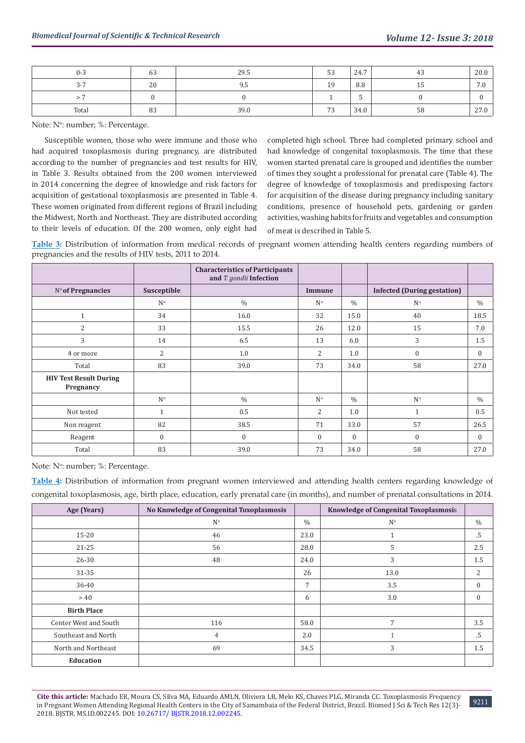| 0-3 | 63 | 29.5 | 53 | 24.7 | 43 | 20.0 |
|---|---|---|---|---|---|---|
| 3-7 | 20 | 9.5 | 19 | 8.8 | 15 | 7.0 |
| > 7 | 0 | 0 | 1 | 5 | 0 | 0 |
| Total | 83 | 39.0 | 73 | 34.0 | 58 | 27.0 |

Note: N°: number; %: Percentage.

Susceptible women, those who were immune and those who had acquired toxoplasmosis during pregnancy, are distributed according to the number of pregnancies and test results for HIV, in Table 3. Results obtained from the 200 women interviewed in 2014 concerning the degree of knowledge and risk factors for acquisition of gestational toxoplasmosis are presented in Table 4. These women originated from different regions of Brazil including the Midwest, North and Northeast. They are distributed according to their levels of education. Of the 200 women, only eight had completed high school. Three had completed primary school and had knowledge of congenital toxoplasmosis. The time that these women started prenatal care is grouped and identifies the number of times they sought a professional for prenatal care (Table 4). The degree of knowledge of toxoplasmosis and predisposing factors for acquisition of the disease during pregnancy including sanitary conditions, presence of household pets, gardening or garden activities, washing habits for fruits and vegetables and consumption of meat is described in Table 5.

**Table 3:** Distribution of information from medical records of pregnant women attending health centers regarding numbers of pregnancies and the results of HIV tests, 2011 to 2014.

| | | **Characteristics of Participants and *T. gondii* Infection** | | | | |
|---|---|---|---|---|---|---|
| **N° of Pregnancies** | **Susceptible** | | **Immune** | | **Infected (During gestation)** | |
| | N° | % | N° | % | N° | % |
| 1 | 34 | 16.0 | 32 | 15.0 | 40 | 18.5 |
| 2 | 33 | 15.5 | 26 | 12.0 | 15 | 7.0 |
| 3 | 14 | 6.5 | 13 | 6.0 | 3 | 1.5 |
| 4 or more | 2 | 1.0 | 2 | 1.0 | 0 | 0 |
| Total | 83 | 39.0 | 73 | 34.0 | 58 | 27.0 |
| **HIV Test Result During Pregnancy** | | | | | | |
| | N° | % | N° | % | N° | % |
| Not tested | 1 | 0.5 | 2 | 1.0 | 1 | 0.5 |
| Non reagent | 82 | 38.5 | 71 | 33.0 | 57 | 26.5 |
| Reagent | 0 | 0 | 0 | 0 | 0 | 0 |
| Total | 83 | 39.0 | 73 | 34.0 | 58 | 27.0 |

Note: N°: number; %: Percentage.

**Table 4:** Distribution of information from pregnant women interviewed and attending health centers regarding knowledge of congenital toxoplasmosis, age, birth place, education, early prenatal care (in months), and number of prenatal consultations in 2014.

| **Age (Years)** | **No Knowledge of Congenital Toxoplasmosis** | | **Knowledge of Congenital Toxoplasmosis** | |
|---|---|---|---|---|
| | N° | % | N° | % |
| 15-20 | 46 | 23.0 | 1 | .5 |
| 21-25 | 56 | 28.0 | 5 | 2.5 |
| 26-30 | 48 | 24.0 | 3 | 1.5 |
| 31-35 | | 26 | 13.0 | 2 |
| 36-40 | | 7 | 3.5 | 0 |
| > 40 | | 6 | 3.0 | 0 |
| **Birth Place** | | | | |
| Center West and South | 116 | 58.0 | 7 | 3.5 |
| Southeast and North | 4 | 2.0 | 1 | .5 |
| North and Northeast | 69 | 34.5 | 3 | 1.5 |
| **Education** | | | | |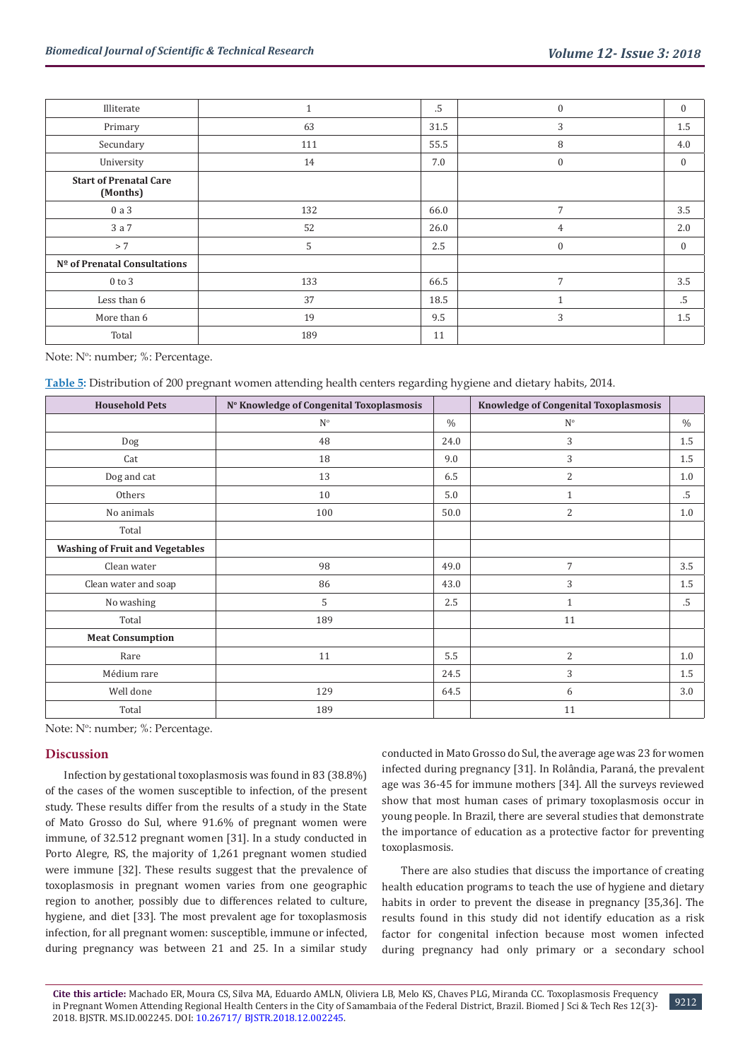| Illiterate | 1 | .5 | 0 | 0 |
|---|---|---|---|---|
| Primary | 63 | 31.5 | 3 | 1.5 |
| Secundary | 111 | 55.5 | 8 | 4.0 |
| University | 14 | 7.0 | 0 | 0 |
| **Start of Prenatal Care (Months)** | | | | |
| 0 a 3 | 132 | 66.0 | 7 | 3.5 |
| 3 a 7 | 52 | 26.0 | 4 | 2.0 |
| > 7 | 5 | 2.5 | 0 | 0 |
| **Nº of Prenatal Consultations** | | | | |
| 0 to 3 | 133 | 66.5 | 7 | 3.5 |
| Less than 6 | 37 | 18.5 | 1 | .5 |
| More than 6 | 19 | 9.5 | 3 | 1.5 |
| Total | 189 | 11 | | |

Note: Nº: number; %: Percentage.

**Table 5:** Distribution of 200 pregnant women attending health centers regarding hygiene and dietary habits, 2014.

| Household Pets | Nº Knowledge of Congenital Toxoplasmosis | | Knowledge of Congenital Toxoplasmosis | |
|---|---|---|---|---|
| | Nº | % | Nº | % |
| Dog | 48 | 24.0 | 3 | 1.5 |
| Cat | 18 | 9.0 | 3 | 1.5 |
| Dog and cat | 13 | 6.5 | 2 | 1.0 |
| Others | 10 | 5.0 | 1 | .5 |
| No animals | 100 | 50.0 | 2 | 1.0 |
| Total | | | | |
| **Washing of Fruit and Vegetables** | | | | |
| Clean water | 98 | 49.0 | 7 | 3.5 |
| Clean water and soap | 86 | 43.0 | 3 | 1.5 |
| No washing | 5 | 2.5 | 1 | .5 |
| Total | 189 | | 11 | |
| **Meat Consumption** | | | | |
| Rare | 11 | 5.5 | 2 | 1.0 |
| Médium rare | | 24.5 | 3 | 1.5 |
| Well done | 129 | 64.5 | 6 | 3.0 |
| Total | 189 | | 11 | |

Note: Nº: number; %: Percentage.

## Discussion

Infection by gestational toxoplasmosis was found in 83 (38.8%) of the cases of the women susceptible to infection, of the present study. These results differ from the results of a study in the State of Mato Grosso do Sul, where 91.6% of pregnant women were immune, of 32.512 pregnant women [31]. In a study conducted in Porto Alegre, RS, the majority of 1,261 pregnant women studied were immune [32]. These results suggest that the prevalence of toxoplasmosis in pregnant women varies from one geographic region to another, possibly due to differences related to culture, hygiene, and diet [33]. The most prevalent age for toxoplasmosis infection, for all pregnant women: susceptible, immune or infected, during pregnancy was between 21 and 25. In a similar study conducted in Mato Grosso do Sul, the average age was 23 for women infected during pregnancy [31]. In Rolândia, Paraná, the prevalent age was 36-45 for immune mothers [34]. All the surveys reviewed show that most human cases of primary toxoplasmosis occur in young people. In Brazil, there are several studies that demonstrate the importance of education as a protective factor for preventing toxoplasmosis.

There are also studies that discuss the importance of creating health education programs to teach the use of hygiene and dietary habits in order to prevent the disease in pregnancy [35,36]. The results found in this study did not identify education as a risk factor for congenital infection because most women infected during pregnancy had only primary or a secondary school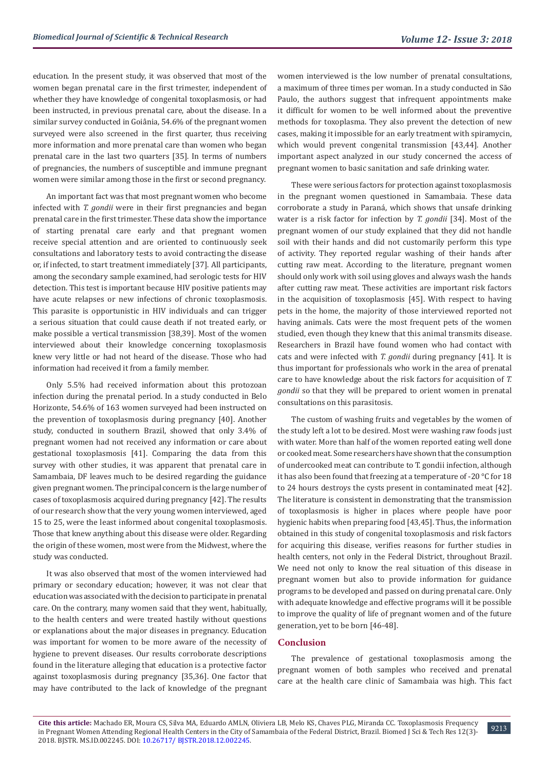education. In the present study, it was observed that most of the women began prenatal care in the first trimester, independent of whether they have knowledge of congenital toxoplasmosis, or had been instructed, in previous prenatal care, about the disease. In a similar survey conducted in Goiânia, 54.6% of the pregnant women surveyed were also screened in the first quarter, thus receiving more information and more prenatal care than women who began prenatal care in the last two quarters [35]. In terms of numbers of pregnancies, the numbers of susceptible and immune pregnant women were similar among those in the first or second pregnancy.

An important fact was that most pregnant women who become infected with *T. gondii* were in their first pregnancies and began prenatal care in the first trimester. These data show the importance of starting prenatal care early and that pregnant women receive special attention and are oriented to continuously seek consultations and laboratory tests to avoid contracting the disease or, if infected, to start treatment immediately [37]. All participants, among the secondary sample examined, had serologic tests for HIV detection. This test is important because HIV positive patients may have acute relapses or new infections of chronic toxoplasmosis. This parasite is opportunistic in HIV individuals and can trigger a serious situation that could cause death if not treated early, or make possible a vertical transmission [38,39]. Most of the women interviewed about their knowledge concerning toxoplasmosis knew very little or had not heard of the disease. Those who had information had received it from a family member.

Only 5.5% had received information about this protozoan infection during the prenatal period. In a study conducted in Belo Horizonte, 54.6% of 163 women surveyed had been instructed on the prevention of toxoplasmosis during pregnancy [40]. Another study, conducted in southern Brazil, showed that only 3.4% of pregnant women had not received any information or care about gestational toxoplasmosis [41]. Comparing the data from this survey with other studies, it was apparent that prenatal care in Samambaia, DF leaves much to be desired regarding the guidance given pregnant women. The principal concern is the large number of cases of toxoplasmosis acquired during pregnancy [42]. The results of our research show that the very young women interviewed, aged 15 to 25, were the least informed about congenital toxoplasmosis. Those that knew anything about this disease were older. Regarding the origin of these women, most were from the Midwest, where the study was conducted.

It was also observed that most of the women interviewed had primary or secondary education; however, it was not clear that education was associated with the decision to participate in prenatal care. On the contrary, many women said that they went, habitually, to the health centers and were treated hastily without questions or explanations about the major diseases in pregnancy. Education was important for women to be more aware of the necessity of hygiene to prevent diseases. Our results corroborate descriptions found in the literature alleging that education is a protective factor against toxoplasmosis during pregnancy [35,36]. One factor that may have contributed to the lack of knowledge of the pregnant women interviewed is the low number of prenatal consultations, a maximum of three times per woman. In a study conducted in São Paulo, the authors suggest that infrequent appointments make it difficult for women to be well informed about the preventive methods for toxoplasma. They also prevent the detection of new cases, making it impossible for an early treatment with spiramycin, which would prevent congenital transmission [43,44]. Another important aspect analyzed in our study concerned the access of pregnant women to basic sanitation and safe drinking water.

These were serious factors for protection against toxoplasmosis in the pregnant women questioned in Samambaia. These data corroborate a study in Paraná, which shows that unsafe drinking water is a risk factor for infection by *T. gondii* [34]. Most of the pregnant women of our study explained that they did not handle soil with their hands and did not customarily perform this type of activity. They reported regular washing of their hands after cutting raw meat. According to the literature, pregnant women should only work with soil using gloves and always wash the hands after cutting raw meat. These activities are important risk factors in the acquisition of toxoplasmosis [45]. With respect to having pets in the home, the majority of those interviewed reported not having animals. Cats were the most frequent pets of the women studied, even though they knew that this animal transmits disease. Researchers in Brazil have found women who had contact with cats and were infected with *T. gondii* during pregnancy [41]. It is thus important for professionals who work in the area of prenatal care to have knowledge about the risk factors for acquisition of *T. gondii* so that they will be prepared to orient women in prenatal consultations on this parasitosis.

The custom of washing fruits and vegetables by the women of the study left a lot to be desired. Most were washing raw foods just with water. More than half of the women reported eating well done or cooked meat. Some researchers have shown that the consumption of undercooked meat can contribute to T. gondii infection, although it has also been found that freezing at a temperature of -20 °C for 18 to 24 hours destroys the cysts present in contaminated meat [42]. The literature is consistent in demonstrating that the transmission of toxoplasmosis is higher in places where people have poor hygienic habits when preparing food [43,45]. Thus, the information obtained in this study of congenital toxoplasmosis and risk factors for acquiring this disease, verifies reasons for further studies in health centers, not only in the Federal District, throughout Brazil. We need not only to know the real situation of this disease in pregnant women but also to provide information for guidance programs to be developed and passed on during prenatal care. Only with adequate knowledge and effective programs will it be possible to improve the quality of life of pregnant women and of the future generation, yet to be born [46-48].

## Conclusion

The prevalence of gestational toxoplasmosis among the pregnant women of both samples who received and prenatal care at the health care clinic of Samambaia was high. This fact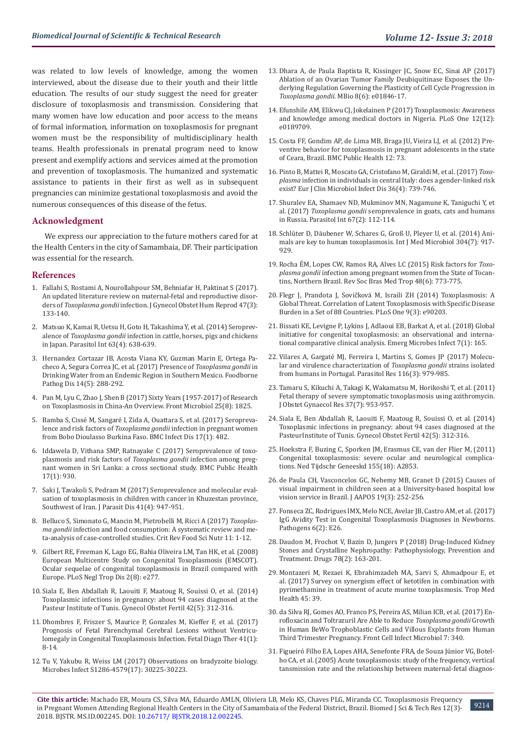was related to low levels of knowledge, among the women interviewed, about the disease due to their youth and their little education. The results of our study suggest the need for greater disclosure of toxoplasmosis and transmission. Considering that many women have low education and poor access to the means of formal information, information on toxoplasmosis for pregnant women must be the responsibility of multidisciplinary health teams. Health professionals in prenatal program need to know present and exemplify actions and services aimed at the promotion and prevention of toxoplasmosis. The humanized and systematic assistance to patients in their first as well as in subsequent pregnancies can minimize gestational toxoplasmosis and avoid the numerous consequences of this disease of the fetus.

## Acknowledgment

We express our appreciation to the future mothers cared for at the Health Centers in the city of Samambaia, DF. Their participation was essential for the research.

## References

1. Fallahi S, Rostami A, Nourollahpour SM, Behniafar H, Paktinat S (2017). An updated literature review on maternal-fetal and reproductive disorders of *Toxoplasma gondii* infection. J Gynecol Obstet Hum Reprod 47(3): 133-140.
2. Matsuo K, Kamai R, Uetsu H, Goto H, Takashima Y, et al. (2014) Seroprevalence of *Toxoplasma gondii* infection in cattle, horses, pigs and chickens in Japan. Parasitol Int 63(4): 638-639.
3. Hernandez Cortazar IB, Acosta Viana KY, Guzman Marin E, Ortega Pacheco A, Segura Correa JC, et al. (2017) Presence of *Toxoplasma gondii* in Drinking Water from an Endemic Region in Southern Mexico. Foodborne Pathog Dis 14(5): 288-292.
4. Pan M, Lyu C, Zhao J, Shen B (2017) Sixty Years (1957-2017) of Research on Toxoplasmosis in China-An Overview. Front Microbiol 25(8): 1825.
5. Bamba S, Cissé M, Sangaré I, Zida A, Ouattara S, et al. (2017) Seroprevalence and risk factors of *Toxoplasma gondii* infection in pregnant women from Bobo Dioulasso Burkina Faso. BMC Infect Dis 17(1): 482.
6. Iddawela D, Vithana SMP, Ratnayake C (2017) Seroprevalence of toxoplasmosis and risk factors of *Toxoplasma gondii* infection among pregnant women in Sri Lanka: a cross sectional study. BMC Public Health 17(1): 930.
7. Saki J, Tavakoli S, Pedram M (2017) Seroprevalence and molecular evaluation of toxoplasmosis in children with cancer in Khuzestan province, Southwest of Iran. J Parasit Dis 41(4): 947-951.
8. Belluco S, Simonato G, Mancin M, Pietrobelli M, Ricci A (2017) *Toxoplasma gondii* infection and food consumption: A systematic review and meta-analysis of case-controlled studies. Crit Rev Food Sci Nutr 11: 1-12.
9. Gilbert RE, Freeman K, Lago EG, Bahia Oliveira LM, Tan HK, et al. (2008) European Multicentre Study on Congenital Toxoplasmosis (EMSCOT). Ocular sequelae of congenital toxoplasmosis in Brazil compared with Europe. PLoS Negl Trop Dis 2(8): e277.
10. Siala E, Ben Abdallah R, Laouiti F, Maatoug R, Souissi O, et al. (2014) Toxoplasmic infections in pregnancy: about 94 cases diagnosed at the Pasteur Institute of Tunis. Gynecol Obstet Fertil 42(5): 312-316.
11. Dhombres F, Friszer S, Maurice P, Gonzales M, Kieffer F, et al. (2017) Prognosis of Fetal Parenchymal Cerebral Lesions without Ventriculomegaly in Congenital Toxoplasmosis Infection. Fetal Diagn Ther 41(1): 8-14.
12. Tu V, Yakubu R, Weiss LM (2017) Observations on bradyzoite biology. Microbes Infect S1286-4579(17): 30225-30223.
13. Dhara A, de Paula Baptista R, Kissinger JC, Snow EC, Sinai AP (2017) Ablation of an Ovarian Tumor Family Deubiquitinase Exposes the Underlying Regulation Governing the Plasticity of Cell Cycle Progression in *Toxoplasma gondii*. MBio 8(6): e01846-17.
14. Efunshile AM, Elikwu CJ, Jokelainen P (2017) Toxoplasmosis: Awareness and knowledge among medical doctors in Nigeria. PLoS One 12(12): e0189709.
15. Costa FF, Gondim AP, de Lima MB, Braga JU, Vieira LJ, et al. (2012) Preventive behavior for toxoplasmosis in pregnant adolescents in the state of Ceara, Brazil. BMC Public Health 12: 73.
16. Pinto B, Mattei R, Moscato GA, Cristofano M, Giraldi M, et al. (2017) *Toxoplasma* infection in individuals in central Italy: does a gender-linked risk exist? Eur J Clin Microbiol Infect Dis 36(4): 739-746.
17. Shuralev EA, Shamaev ND, Mukminov MN, Nagamune K, Taniguchi Y, et al. (2017) *Toxoplasma gondii* seroprevalence in goats, cats and humans in Russia. Parasitol Int 67(2): 112-114.
18. Schlüter D, Däubener W, Schares G, Groß U, Pleyer U, et al. (2014) Animals are key to human toxoplasmosis. Int J Med Microbiol 304(7): 917-929.
19. Rocha ÉM, Lopes CW, Ramos RA, Alves LC (2015) Risk factors for *Toxoplasma gondii* infection among pregnant women from the State of Tocantins, Northern Brazil. Rev Soc Bras Med Trop 48(6): 773-775.
20. Flegr J, Prandota J, Sovičková M, Israili ZH (2014) Toxoplasmosis: A Global Threat. Correlation of Latent Toxoplasmosis with Specific Disease Burden in a Set of 88 Countries. PLoS One 9(3): e90203.
21. Bissati KE, Levigne P, Lykins J, Adlaoui EB, Barkat A, et al. (2018) Global initiative for congenital toxoplasmosis: an observational and international comparative clinical analysis. Emerg Microbes Infect 7(1): 165.
22. Vilares A, Gargaté MJ, Ferreira I, Martins S, Gomes JP (2017) Molecular and virulence characterization of *Toxoplasma gondii* strains isolated from humans in Portugal. Parasitol Res 116(3): 979-985.
23. Tamaru S, Kikuchi A, Takagi K, Wakamatsu M, Horikoshi T, et al. (2011) Fetal therapy of severe symptomatic toxoplasmosis using azithromycin. J Obstet Gynaecol Res 37(7): 953-957.
24. Siala E, Ben Abdallah R, Laouiti F, Maatoug R, Souissi O, et al. (2014) Toxoplasmic infections in pregnancy: about 94 cases diagnosed at the PasteurInstitute of Tunis. Gynecol Obstet Fertil 42(5): 312-316.
25. Hoekstra F, Buzing C, Sporken JM, Erasmus CE, van der Flier M, (2011) Congenital toxoplasmosis: severe ocular and neurological complications. Ned Tijdschr Geneeskd 155(18): A2853.
26. de Paula CH, Vasconcelos GC, Nehemy MB, Granet D (2015) Causes of visual impairment in children seen at a University-based hospital low vision service in Brazil. J AAPOS 19(3): 252-256.
27. Fonseca ZC, Rodrigues IMX, Melo NCE, Avelar JB, Castro AM, et al. (2017) IgG Avidity Test in Congenital Toxoplasmosis Diagnoses in Newborns. Pathogens 6(2): E26.
28. Daudon M, Frochot V, Bazin D, Jungers P (2018) Drug-Induced Kidney Stones and Crystalline Nephropathy: Pathophysiology, Prevention and Treatment. Drugs 78(2): 163-201.
29. Montazeri M, Rezaei K, Ebrahimzadeh MA, Sarvi S, Ahmadpour E, et al. (2017) Survey on synergism effect of ketotifen in combination with pyrimethamine in treatment of acute murine toxoplasmosis. Trop Med Health 45: 39.
30. da Silva RJ, Gomes AO, Franco PS, Pereira AS, Milian ICB, et al. (2017) Enrofloxacin and Toltrazuril Are Able to Reduce *Toxoplasma gondii* Growth in Human BeWo Trophoblastic Cells and Villous Explants from Human Third Trimester Pregnancy. Front Cell Infect Microbiol 7: 340.
31. Figueiró Filho EA, Lopes AHA, Senefonte FRA, de Souza Júnior VG, Botelho CA, et al. (2005) Acute toxoplasmosis: study of the frequency, vertical tansmission rate and the relationship between maternal-fetal diagnos-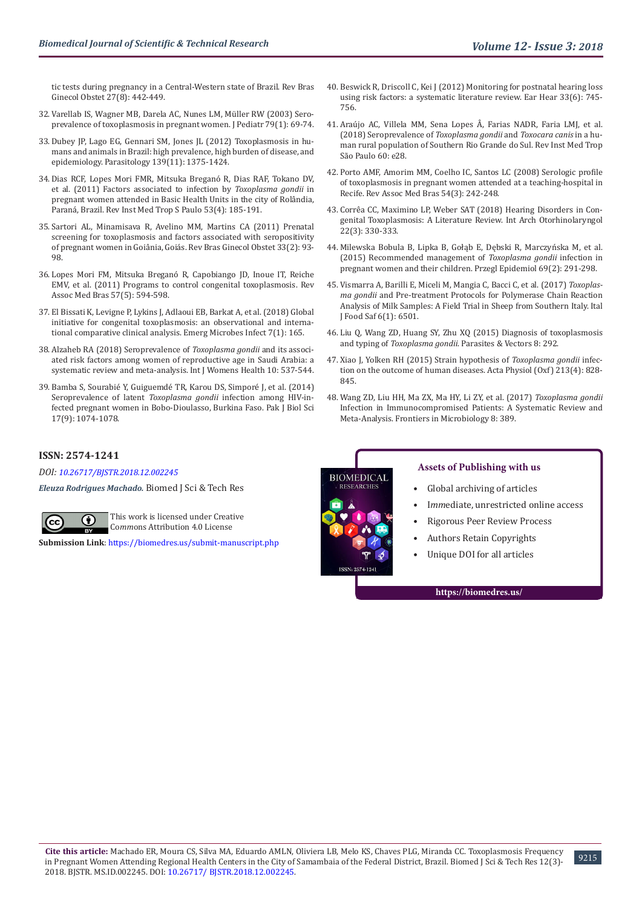tic tests during pregnancy in a Central-Western state of Brazil. Rev Bras Ginecol Obstet 27(8): 442-449.

32. Varellab IS, Wagner MB, Darela AC, Nunes LM, Müller RW (2003) Seroprevalence of toxoplasmosis in pregnant women. J Pediatr 79(1): 69-74.

33. Dubey JP, Lago EG, Gennari SM, Jones JL (2012) Toxoplasmosis in humans and animals in Brazil: high prevalence, high burden of disease, and epidemiology. Parasitology 139(11): 1375-1424.

34. Dias RCF, Lopes Mori FMR, Mitsuka Breganó R, Dias RAF, Tokano DV, et al. (2011) Factors associated to infection by *Toxoplasma gondii* in pregnant women attended in Basic Health Units in the city of Rolândia, Paraná, Brazil. Rev Inst Med Trop S Paulo 53(4): 185-191.

35. Sartori AL, Minamisava R, Avelino MM, Martins CA (2011) Prenatal screening for toxoplasmosis and factors associated with seropositivity of pregnant women in Goiânia, Goiás. Rev Bras Ginecol Obstet 33(2): 93-98.

36. Lopes Mori FM, Mitsuka Breganó R, Capobiango JD, Inoue IT, Reiche EMV, et al. (2011) Programs to control congenital toxoplasmosis. Rev Assoc Med Bras 57(5): 594-598.

37. El Bissati K, Levigne P, Lykins J, Adlaoui EB, Barkat A, et al. (2018) Global initiative for congenital toxoplasmosis: an observational and international comparative clinical analysis. Emerg Microbes Infect 7(1): 165.

38. Alzaheb RA (2018) Seroprevalence of *Toxoplasma gondii* and its associated risk factors among women of reproductive age in Saudi Arabia: a systematic review and meta-analysis. Int J Womens Health 10: 537-544.

39. Bamba S, Sourabié Y, Guiguemdé TR, Karou DS, Simporé J, et al. (2014) Seroprevalence of latent *Toxoplasma gondii* infection among HIV-infected pregnant women in Bobo-Dioulasso, Burkina Faso. Pak J Biol Sci 17(9): 1074-1078.

40. Beswick R, Driscoll C, Kei J (2012) Monitoring for postnatal hearing loss using risk factors: a systematic literature review. Ear Hear 33(6): 745-756.

41. Araújo AC, Villela MM, Sena Lopes Â, Farias NADR, Faria LMJ, et al. (2018) Seroprevalence of *Toxoplasma gondii* and *Toxocara canis* in a human rural population of Southern Rio Grande do Sul. Rev Inst Med Trop São Paulo 60: e28.

42. Porto AMF, Amorim MM, Coelho IC, Santos LC (2008) Serologic profile of toxoplasmosis in pregnant women attended at a teaching-hospital in Recife. Rev Assoc Med Bras 54(3): 242-248.

43. Corrêa CC, Maximino LP, Weber SAT (2018) Hearing Disorders in Congenital Toxoplasmosis: A Literature Review. Int Arch Otorhinolaryngol 22(3): 330-333.

44. Milewska Bobula B, Lipka B, Gołąb E, Dębski R, Marczyńska M, et al. (2015) Recommended management of *Toxoplasma gondii* infection in pregnant women and their children. Przegl Epidemiol 69(2): 291-298.

45. Vismarra A, Barilli E, Miceli M, Mangia C, Bacci C, et al. (2017) *Toxoplasma gondii* and Pre-treatment Protocols for Polymerase Chain Reaction Analysis of Milk Samples: A Field Trial in Sheep from Southern Italy. Ital J Food Saf 6(1): 6501.

46. Liu Q, Wang ZD, Huang SY, Zhu XQ (2015) Diagnosis of toxoplasmosis and typing of *Toxoplasma gondii*. Parasites & Vectors 8: 292.

47. Xiao J, Yolken RH (2015) Strain hypothesis of *Toxoplasma gondii* infection on the outcome of human diseases. Acta Physiol (Oxf) 213(4): 828-845.

48. Wang ZD, Liu HH, Ma ZX, Ma HY, Li ZY, et al. (2017) *Toxoplasma gondii* Infection in Immunocompromised Patients: A Systematic Review and Meta-Analysis. Frontiers in Microbiology 8: 389.

**ISSN: 2574-1241**

*DOI: 10.26717/BJSTR.2018.12.002245*

***Eleuza Rodrigues Machado.*** Biomed J Sci & Tech Res

This work is licensed under Creative Commons Attribution 4.0 License

**Submission Link**: https://biomedres.us/submit-manuscript.php

**Assets of Publishing with us**

- Global archiving of articles
- Immediate, unrestricted online access
- Rigorous Peer Review Process
- Authors Retain Copyrights
- Unique DOI for all articles

**https://biomedres.us/**

**Cite this article:** Machado ER, Moura CS, Silva MA, Eduardo AMLN, Oliviera LB, Melo KS, Chaves PLG, Miranda CC. Toxoplasmosis Frequency in Pregnant Women Attending Regional Health Centers in the City of Samambaia of the Federal District, Brazil. Biomed J Sci & Tech Res 12(3)-2018. BJSTR. MS.ID.002245. DOI: 10.26717/ BJSTR.2018.12.002245.